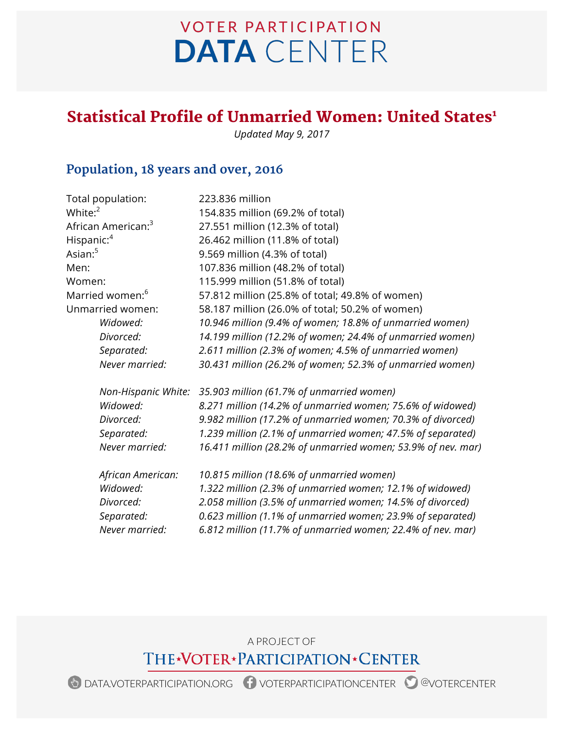# VOTER PARTICIPATION DATA CENTER

## Statistical Profile of Unmarried Women: United States[1]

*Updated May 9, 2017*

### Population, 18 years and over, 2016

| | |
|---|---|
| Total population: | 223.836 million |
| White:[2] | 154.835 million (69.2% of total) |
| African American:[3] | 27.551 million (12.3% of total) |
| Hispanic:[4] | 26.462 million (11.8% of total) |
| Asian:[5] | 9.569 million (4.3% of total) |
| Men: | 107.836 million (48.2% of total) |
| Women: | 115.999 million (51.8% of total) |
| Married women:[6] | 57.812 million (25.8% of total; 49.8% of women) |
| Unmarried women: | 58.187 million (26.0% of total; 50.2% of women) |
| *Widowed:* | *10.946 million (9.4% of women; 18.8% of unmarried women)* |
| *Divorced:* | *14.199 million (12.2% of women; 24.4% of unmarried women)* |
| *Separated:* | *2.611 million (2.3% of women; 4.5% of unmarried women)* |
| *Never married:* | *30.431 million (26.2% of women; 52.3% of unmarried women)* |
| | |
| *Non-Hispanic White:* | *35.903 million (61.7% of unmarried women)* |
| *Widowed:* | *8.271 million (14.2% of unmarried women; 75.6% of widowed)* |
| *Divorced:* | *9.982 million (17.2% of unmarried women; 70.3% of divorced)* |
| *Separated:* | *1.239 million (2.1% of unmarried women; 47.5% of separated)* |
| *Never married:* | *16.411 million (28.2% of unmarried women; 53.9% of nev. mar)* |
| | |
| *African American:* | *10.815 million (18.6% of unmarried women)* |
| *Widowed:* | *1.322 million (2.3% of unmarried women; 12.1% of widowed)* |
| *Divorced:* | *2.058 million (3.5% of unmarried women; 14.5% of divorced)* |
| *Separated:* | *0.623 million (1.1% of unmarried women; 23.9% of separated)* |
| *Never married:* | *6.812 million (11.7% of unmarried women; 22.4% of nev. mar)* |

A PROJECT OF

THE VOTER PARTICIPATION CENTER

DATA.VOTERPARTICIPATION.ORG VOTERPARTICIPATIONCENTER @VOTERCENTER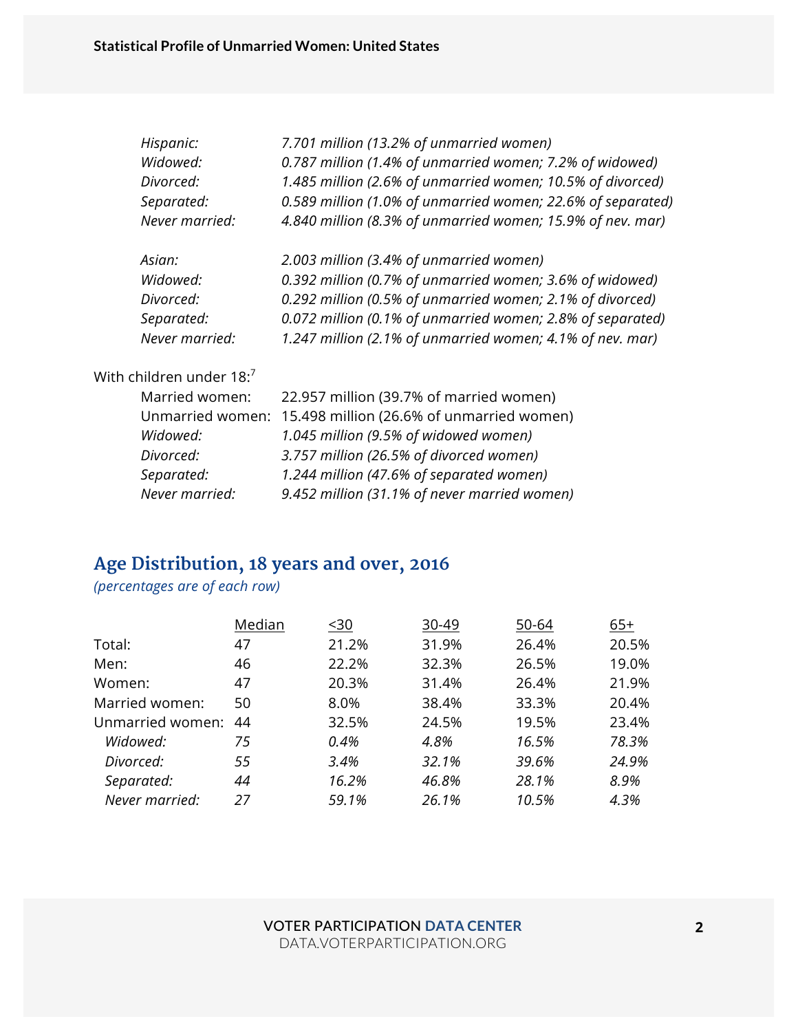*Hispanic:* *7.701 million (13.2% of unmarried women)*
*Widowed:* *0.787 million (1.4% of unmarried women; 7.2% of widowed)*
*Divorced:* *1.485 million (2.6% of unmarried women; 10.5% of divorced)*
*Separated:* *0.589 million (1.0% of unmarried women; 22.6% of separated)*
*Never married:* *4.840 million (8.3% of unmarried women; 15.9% of nev. mar)*

*Asian:* *2.003 million (3.4% of unmarried women)*
*Widowed:* *0.392 million (0.7% of unmarried women; 3.6% of widowed)*
*Divorced:* *0.292 million (0.5% of unmarried women; 2.1% of divorced)*
*Separated:* *0.072 million (0.1% of unmarried women; 2.8% of separated)*
*Never married:* *1.247 million (2.1% of unmarried women; 4.1% of nev. mar)*

With children under 18:[7]

Married women: 22.957 million (39.7% of married women)
Unmarried women: 15.498 million (26.6% of unmarried women)
*Widowed:* *1.045 million (9.5% of widowed women)*
*Divorced:* *3.757 million (26.5% of divorced women)*
*Separated:* *1.244 million (47.6% of separated women)*
*Never married:* *9.452 million (31.1% of never married women)*

## Age Distribution, 18 years and over, 2016

*(percentages are of each row)*

| | Median | <30 | 30-49 | 50-64 | 65+ |
|---|---|---|---|---|---|
| Total: | 47 | 21.2% | 31.9% | 26.4% | 20.5% |
| Men: | 46 | 22.2% | 32.3% | 26.5% | 19.0% |
| Women: | 47 | 20.3% | 31.4% | 26.4% | 21.9% |
| Married women: | 50 | 8.0% | 38.4% | 33.3% | 20.4% |
| Unmarried women: | 44 | 32.5% | 24.5% | 19.5% | 23.4% |
| *Widowed:* | *75* | *0.4%* | *4.8%* | *16.5%* | *78.3%* |
| *Divorced:* | *55* | *3.4%* | *32.1%* | *39.6%* | *24.9%* |
| *Separated:* | *44* | *16.2%* | *46.8%* | *28.1%* | *8.9%* |
| *Never married:* | *27* | *59.1%* | *26.1%* | *10.5%* | *4.3%* |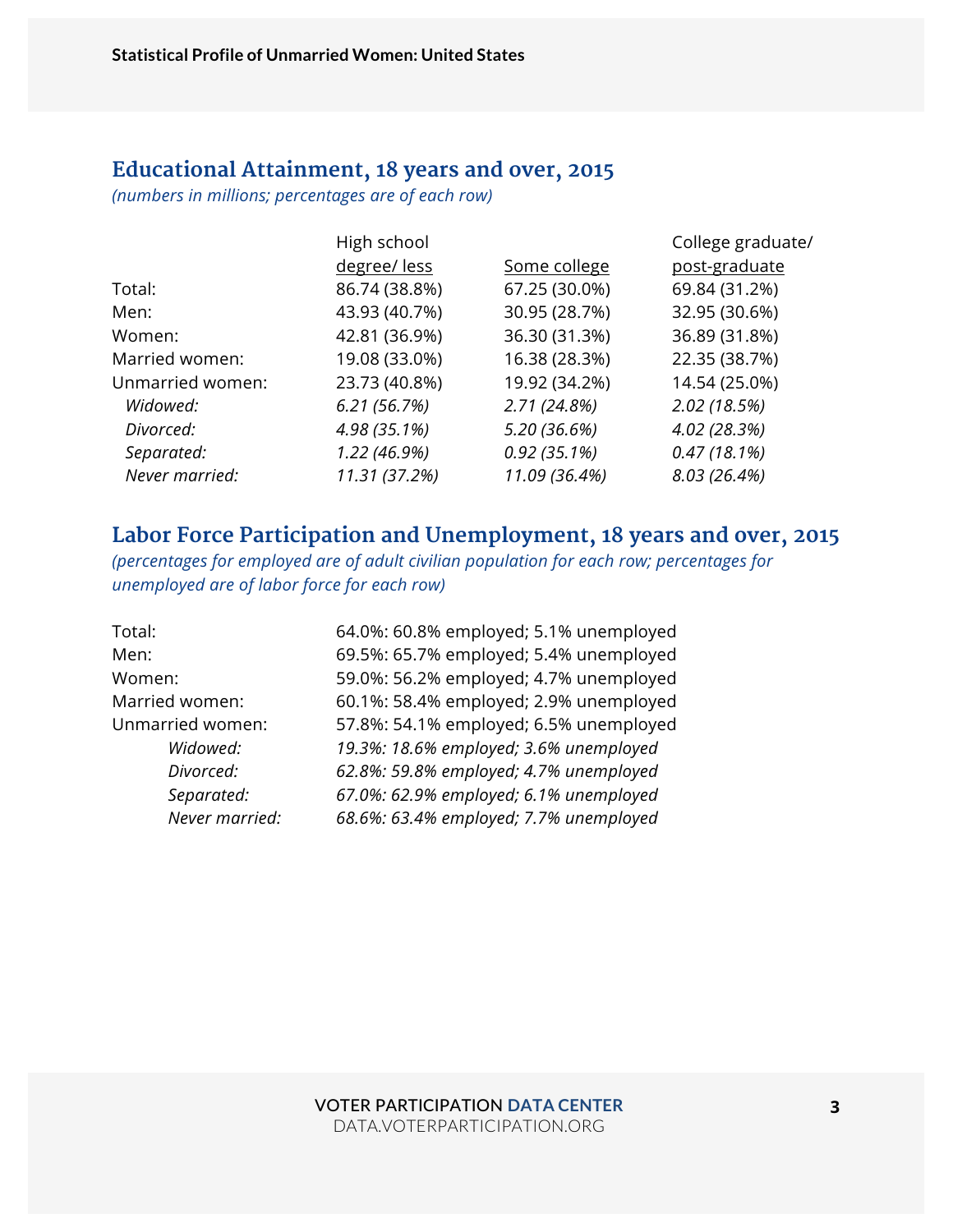## Educational Attainment, 18 years and over, 2015

*(numbers in millions; percentages are of each row)*

| | High school degree/ less | Some college | College graduate/ post-graduate |
|---|---|---|---|
| Total: | 86.74 (38.8%) | 67.25 (30.0%) | 69.84 (31.2%) |
| Men: | 43.93 (40.7%) | 30.95 (28.7%) | 32.95 (30.6%) |
| Women: | 42.81 (36.9%) | 36.30 (31.3%) | 36.89 (31.8%) |
| Married women: | 19.08 (33.0%) | 16.38 (28.3%) | 22.35 (38.7%) |
| Unmarried women: | 23.73 (40.8%) | 19.92 (34.2%) | 14.54 (25.0%) |
| *Widowed:* | *6.21 (56.7%)* | *2.71 (24.8%)* | *2.02 (18.5%)* |
| *Divorced:* | *4.98 (35.1%)* | *5.20 (36.6%)* | *4.02 (28.3%)* |
| *Separated:* | *1.22 (46.9%)* | *0.92 (35.1%)* | *0.47 (18.1%)* |
| *Never married:* | *11.31 (37.2%)* | *11.09 (36.4%)* | *8.03 (26.4%)* |

## Labor Force Participation and Unemployment, 18 years and over, 2015

*(percentages for employed are of adult civilian population for each row; percentages for unemployed are of labor force for each row)*

| | |
|---|---|
| Total: | 64.0%: 60.8% employed; 5.1% unemployed |
| Men: | 69.5%: 65.7% employed; 5.4% unemployed |
| Women: | 59.0%: 56.2% employed; 4.7% unemployed |
| Married women: | 60.1%: 58.4% employed; 2.9% unemployed |
| Unmarried women: | 57.8%: 54.1% employed; 6.5% unemployed |
| *Widowed:* | *19.3%: 18.6% employed; 3.6% unemployed* |
| *Divorced:* | *62.8%: 59.8% employed; 4.7% unemployed* |
| *Separated:* | *67.0%: 62.9% employed; 6.1% unemployed* |
| *Never married:* | *68.6%: 63.4% employed; 7.7% unemployed* |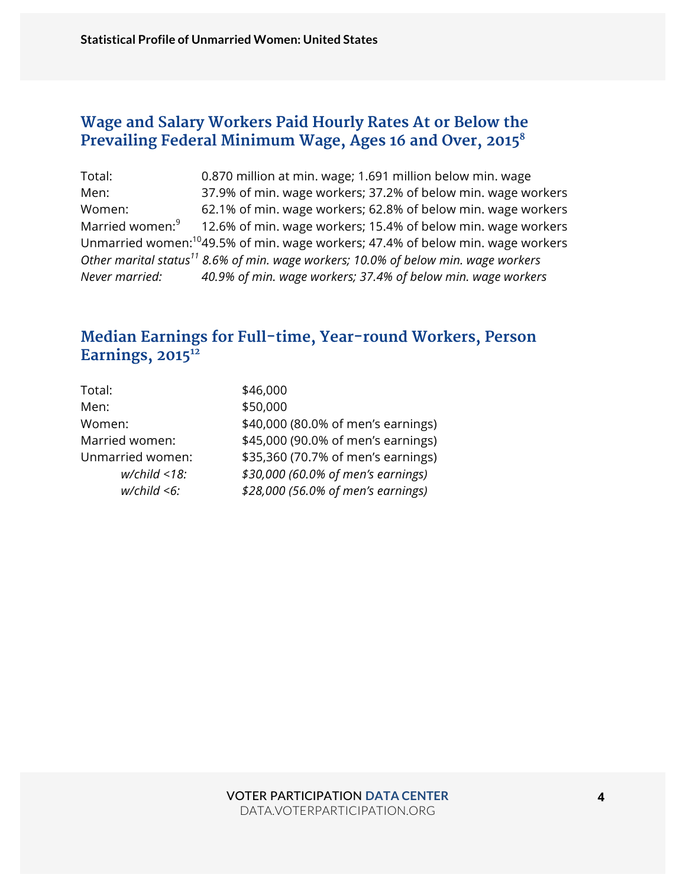## Wage and Salary Workers Paid Hourly Rates At or Below the Prevailing Federal Minimum Wage, Ages 16 and Over, 2015[8]

| | |
|---|---|
| Total: | 0.870 million at min. wage; 1.691 million below min. wage |
| Men: | 37.9% of min. wage workers; 37.2% of below min. wage workers |
| Women: | 62.1% of min. wage workers; 62.8% of below min. wage workers |
| Married women:[9] | 12.6% of min. wage workers; 15.4% of below min. wage workers |
| Unmarried women:[10] | 49.5% of min. wage workers; 47.4% of below min. wage workers |
| *Other marital status*[11] | *8.6% of min. wage workers; 10.0% of below min. wage workers* |
| *Never married:* | *40.9% of min. wage workers; 37.4% of below min. wage workers* |

## Median Earnings for Full-time, Year-round Workers, Person Earnings, 2015[12]

| | |
|---|---|
| Total: | $46,000 |
| Men: | $50,000 |
| Women: | $40,000 (80.0% of men's earnings) |
| Married women: | $45,000 (90.0% of men's earnings) |
| Unmarried women: | $35,360 (70.7% of men's earnings) |
| *w/child <18:* | *$30,000 (60.0% of men's earnings)* |
| *w/child <6:* | *$28,000 (56.0% of men's earnings)* |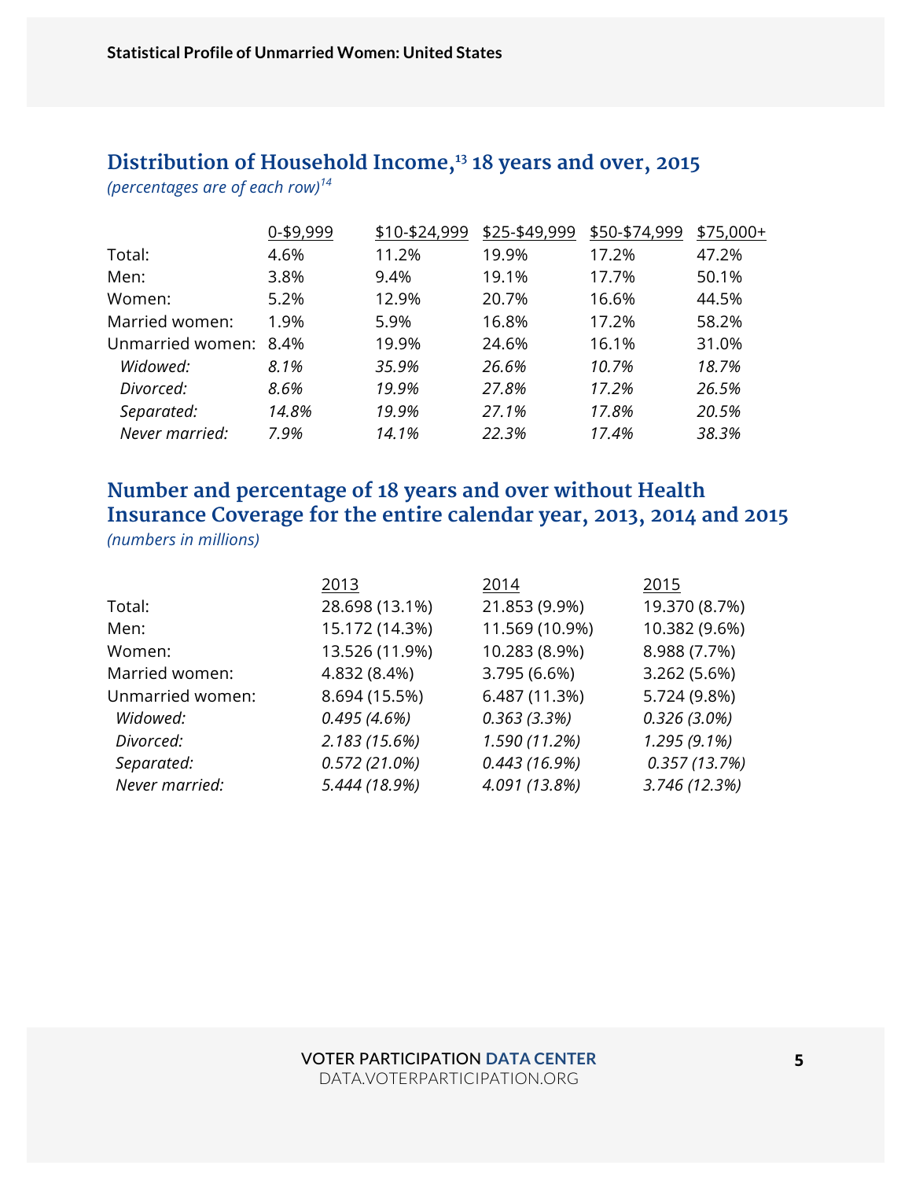## Distribution of Household Income,[13] 18 years and over, 2015

*(percentages are of each row)*[14]

| | 0-$9,999 | $10-$24,999 | $25-$49,999 | $50-$74,999 | $75,000+ |
|---|---|---|---|---|---|
| Total: | 4.6% | 11.2% | 19.9% | 17.2% | 47.2% |
| Men: | 3.8% | 9.4% | 19.1% | 17.7% | 50.1% |
| Women: | 5.2% | 12.9% | 20.7% | 16.6% | 44.5% |
| Married women: | 1.9% | 5.9% | 16.8% | 17.2% | 58.2% |
| Unmarried women: | 8.4% | 19.9% | 24.6% | 16.1% | 31.0% |
| *Widowed:* | *8.1%* | *35.9%* | *26.6%* | *10.7%* | *18.7%* |
| *Divorced:* | *8.6%* | *19.9%* | *27.8%* | *17.2%* | *26.5%* |
| *Separated:* | *14.8%* | *19.9%* | *27.1%* | *17.8%* | *20.5%* |
| *Never married:* | *7.9%* | *14.1%* | *22.3%* | *17.4%* | *38.3%* |

## Number and percentage of 18 years and over without Health Insurance Coverage for the entire calendar year, 2013, 2014 and 2015

*(numbers in millions)*

| | 2013 | 2014 | 2015 |
|---|---|---|---|
| Total: | 28.698 (13.1%) | 21.853 (9.9%) | 19.370 (8.7%) |
| Men: | 15.172 (14.3%) | 11.569 (10.9%) | 10.382 (9.6%) |
| Women: | 13.526 (11.9%) | 10.283 (8.9%) | 8.988 (7.7%) |
| Married women: | 4.832 (8.4%) | 3.795 (6.6%) | 3.262 (5.6%) |
| Unmarried women: | 8.694 (15.5%) | 6.487 (11.3%) | 5.724 (9.8%) |
| *Widowed:* | *0.495 (4.6%)* | *0.363 (3.3%)* | *0.326 (3.0%)* |
| *Divorced:* | *2.183 (15.6%)* | *1.590 (11.2%)* | *1.295 (9.1%)* |
| *Separated:* | *0.572 (21.0%)* | *0.443 (16.9%)* | *0.357 (13.7%)* |
| *Never married:* | *5.444 (18.9%)* | *4.091 (13.8%)* | *3.746 (12.3%)* |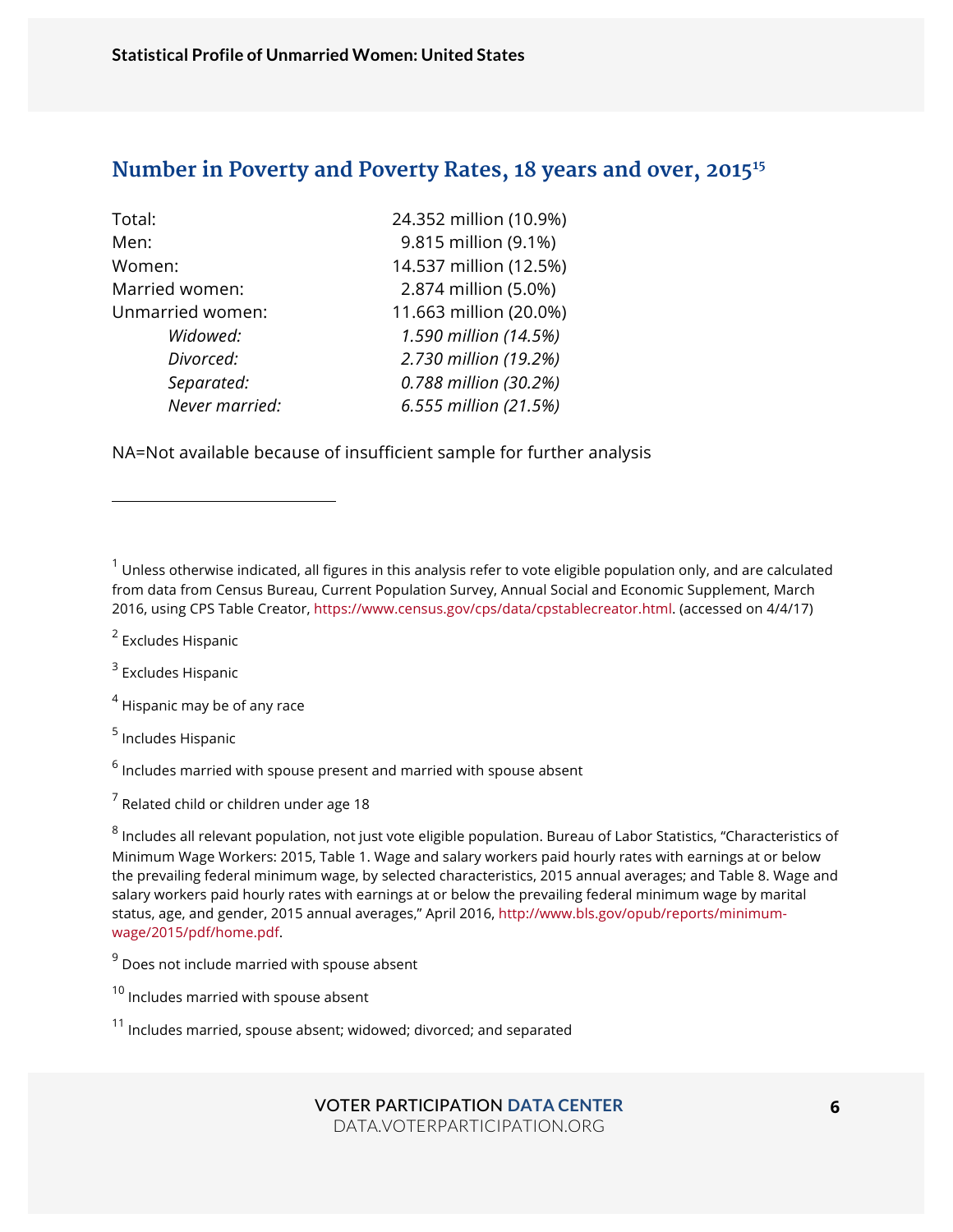## Number in Poverty and Poverty Rates, 18 years and over, 2015[15]

| | |
|---|---|
| Total: | 24.352 million (10.9%) |
| Men: | 9.815 million (9.1%) |
| Women: | 14.537 million (12.5%) |
| Married women: | 2.874 million (5.0%) |
| Unmarried women: | 11.663 million (20.0%) |
| *Widowed:* | *1.590 million (14.5%)* |
| *Divorced:* | *2.730 million (19.2%)* |
| *Separated:* | *0.788 million (30.2%)* |
| *Never married:* | *6.555 million (21.5%)* |

NA=Not available because of insufficient sample for further analysis

---

[1] Unless otherwise indicated, all figures in this analysis refer to vote eligible population only, and are calculated from data from Census Bureau, Current Population Survey, Annual Social and Economic Supplement, March 2016, using CPS Table Creator, https://www.census.gov/cps/data/cpstablecreator.html. (accessed on 4/4/17)

[2] Excludes Hispanic

[3] Excludes Hispanic

[4] Hispanic may be of any race

[5] Includes Hispanic

[6] Includes married with spouse present and married with spouse absent

[7] Related child or children under age 18

[8] Includes all relevant population, not just vote eligible population. Bureau of Labor Statistics, "Characteristics of Minimum Wage Workers: 2015, Table 1. Wage and salary workers paid hourly rates with earnings at or below the prevailing federal minimum wage, by selected characteristics, 2015 annual averages; and Table 8. Wage and salary workers paid hourly rates with earnings at or below the prevailing federal minimum wage by marital status, age, and gender, 2015 annual averages," April 2016, http://www.bls.gov/opub/reports/minimum-wage/2015/pdf/home.pdf.

[9] Does not include married with spouse absent

[10] Includes married with spouse absent

[11] Includes married, spouse absent; widowed; divorced; and separated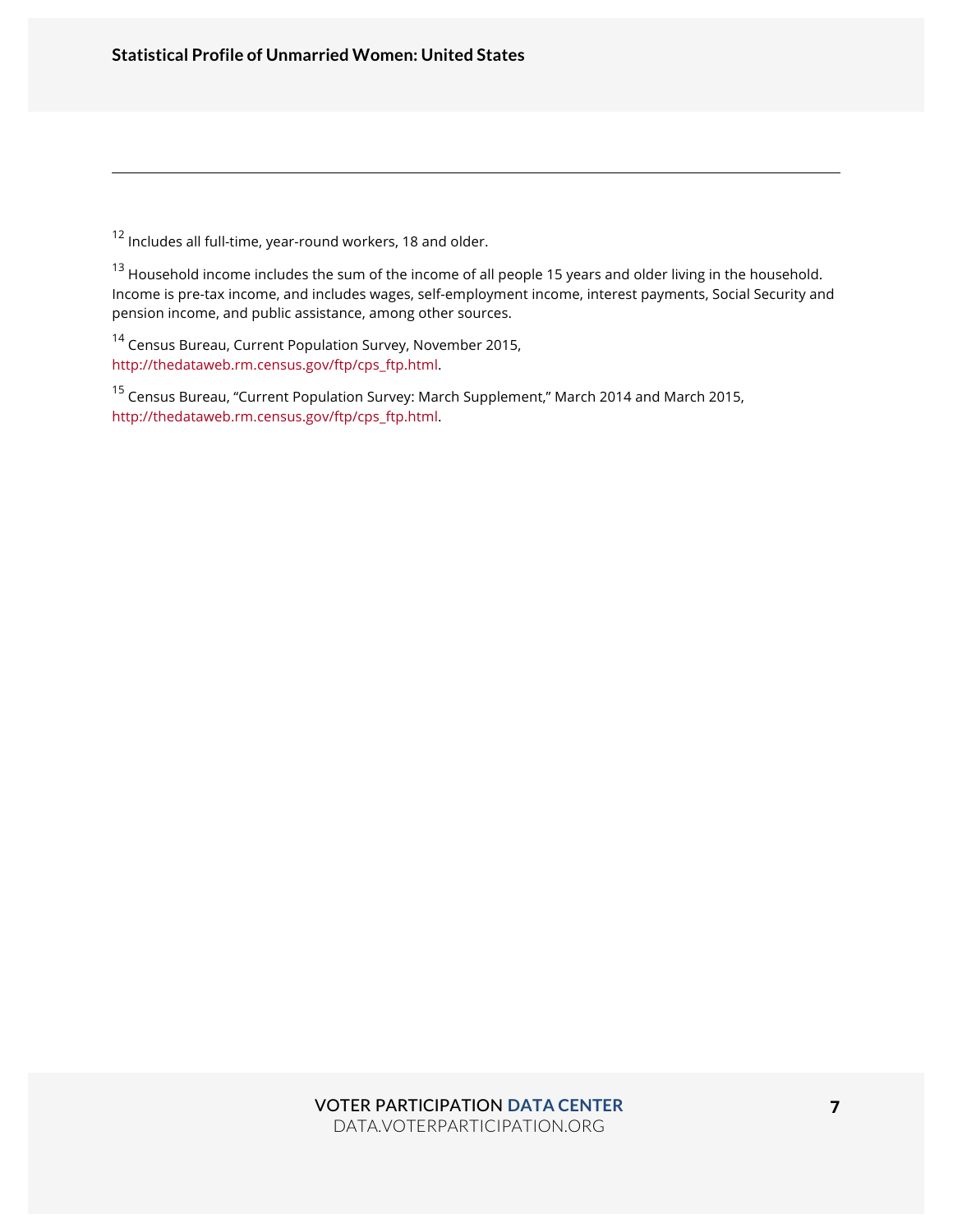[12] Includes all full-time, year-round workers, 18 and older.

[13] Household income includes the sum of the income of all people 15 years and older living in the household. Income is pre-tax income, and includes wages, self-employment income, interest payments, Social Security and pension income, and public assistance, among other sources.

[14] Census Bureau, Current Population Survey, November 2015, http://thedataweb.rm.census.gov/ftp/cps_ftp.html.

[15] Census Bureau, "Current Population Survey: March Supplement," March 2014 and March 2015, http://thedataweb.rm.census.gov/ftp/cps_ftp.html.